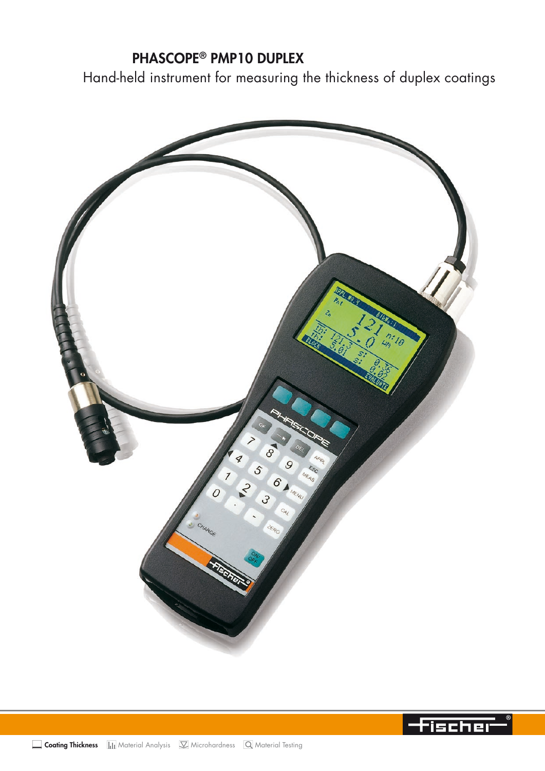# PHASCOPE® PMP10 DUPLEX

Hand-held instrument for measuring the thickness of duplex coatings

Coating Thickness | Material Analysis | Microhardness | Material Testing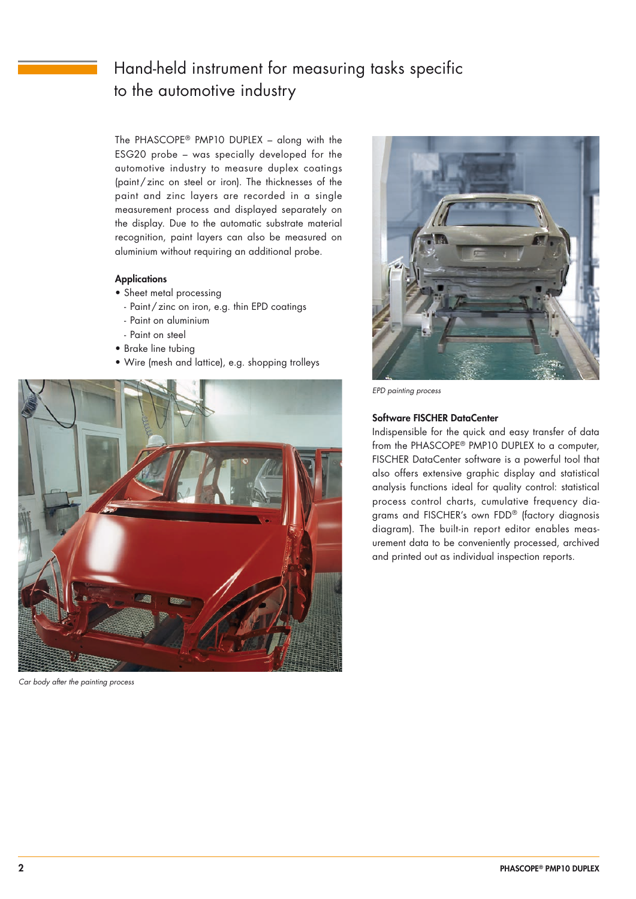# Hand-held instrument for measuring tasks specific to the automotive industry

The PHASCOPE® PMP10 DUPLEX – along with the ESG20 probe – was specially developed for the automotive industry to measure duplex coatings (paint / zinc on steel or iron). The thicknesses of the paint and zinc layers are recorded in a single measurement process and displayed separately on the display. Due to the automatic substrate material recognition, paint layers can also be measured on aluminium without requiring an additional probe.

**Applications**

- Sheet metal processing
  - Paint / zinc on iron, e.g. thin EPD coatings
  - Paint on aluminium
  - Paint on steel
- Brake line tubing
- Wire (mesh and lattice), e.g. shopping trolleys

*Car body after the painting process*

*EPD painting process*

**Software FISCHER DataCenter**

Indispensible for the quick and easy transfer of data from the PHASCOPE® PMP10 DUPLEX to a computer, FISCHER DataCenter software is a powerful tool that also offers extensive graphic display and statistical analysis functions ideal for quality control: statistical process control charts, cumulative frequency diagrams and FISCHER's own FDD® (factory diagnosis diagram). The built-in report editor enables measurement data to be conveniently processed, archived and printed out as individual inspection reports.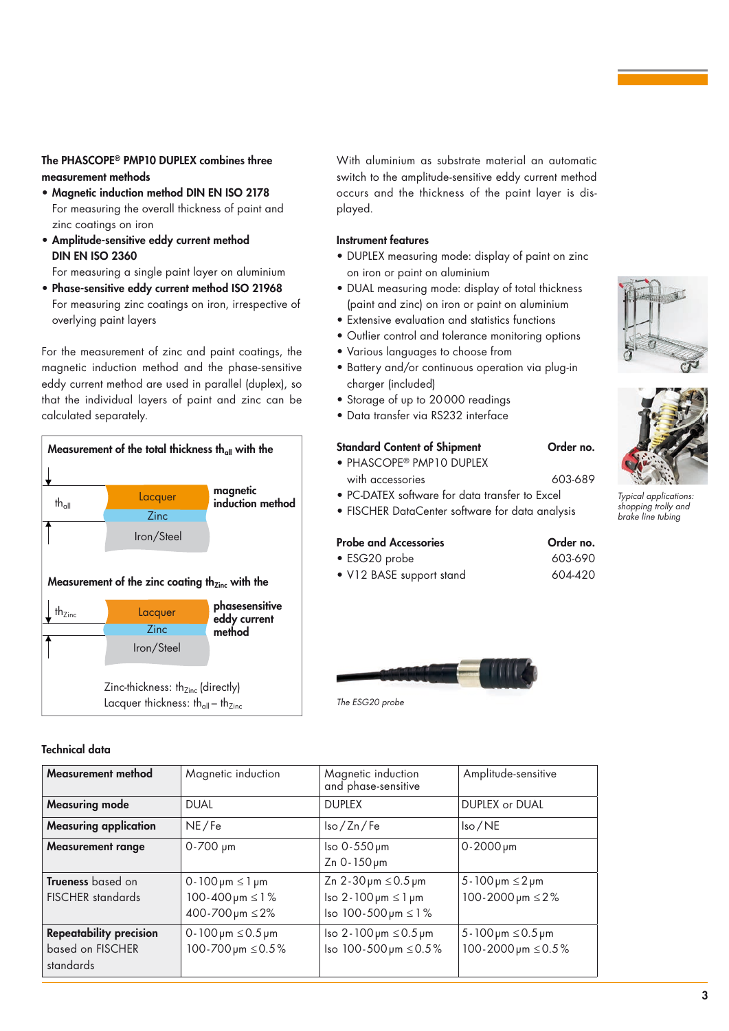**The PHASCOPE® PMP10 DUPLEX combines three measurement methods**

- **Magnetic induction method DIN EN ISO 2178**
  For measuring the overall thickness of paint and zinc coatings on iron
- **Amplitude-sensitive eddy current method DIN EN ISO 2360**
  For measuring a single paint layer on aluminium
- **Phase-sensitive eddy current method ISO 21968**
  For measuring zinc coatings on iron, irrespective of overlying paint layers

For the measurement of zinc and paint coatings, the magnetic induction method and the phase-sensitive eddy current method are used in parallel (duplex), so that the individual layers of paint and zinc can be calculated separately.

**Measurement of the total thickness $th_{all}$ with the magnetic induction method**

$th_{all}$: Lacquer / Zinc / Iron/Steel

**Measurement of the zinc coating $th_{Zinc}$ with the phasesensitive eddy current method**

$th_{Zinc}$: Lacquer / Zinc / Iron/Steel

Zinc-thickness: $th_{Zinc}$ (directly)
Lacquer thickness: $th_{all} - th_{Zinc}$

With aluminium as substrate material an automatic switch to the amplitude-sensitive eddy current method occurs and the thickness of the paint layer is displayed.

**Instrument features**

- DUPLEX measuring mode: display of paint on zinc on iron or paint on aluminium
- DUAL measuring mode: display of total thickness (paint and zinc) on iron or paint on aluminium
- Extensive evaluation and statistics functions
- Outlier control and tolerance monitoring options
- Various languages to choose from
- Battery and/or continuous operation via plug-in charger (included)
- Storage of up to 20000 readings
- Data transfer via RS232 interface

| **Standard Content of Shipment** | **Order no.** |
|---|---|
| PHASCOPE® PMP10 DUPLEX with accessories | 603-689 |
| PC-DATEX software for data transfer to Excel | |
| FISCHER DataCenter software for data analysis | |

| **Probe and Accessories** | **Order no.** |
|---|---|
| ESG20 probe | 603-690 |
| V12 BASE support stand | 604-420 |

*The ESG20 probe*

*Typical applications: shopping trolly and brake line tubing*

**Technical data**

| **Measurement method** | Magnetic induction | Magnetic induction and phase-sensitive | Amplitude-sensitive |
|---|---|---|---|
| **Measuring mode** | DUAL | DUPLEX | DUPLEX or DUAL |
| **Measuring application** | NE / Fe | Iso / Zn / Fe | Iso / NE |
| **Measurement range** | 0-700 μm | Iso 0-550 μm<br>Zn 0-150 μm | 0-2000 μm |
| **Trueness** based on FISCHER standards | 0-100 μm ≤ 1 μm<br>100-400 μm ≤ 1 %<br>400-700 μm ≤ 2% | Zn 2-30 μm ≤ 0.5 μm<br>Iso 2-100 μm ≤ 1 μm<br>Iso 100-500 μm ≤ 1 % | 5-100 μm ≤ 2 μm<br>100-2000 μm ≤ 2 % |
| **Repeatability precision** based on FISCHER standards | 0-100 μm ≤ 0.5 μm<br>100-700 μm ≤ 0.5 % | Iso 2-100 μm ≤ 0.5 μm<br>Iso 100-500 μm ≤ 0.5 % | 5-100 μm ≤ 0.5 μm<br>100-2000 μm ≤ 0.5 % |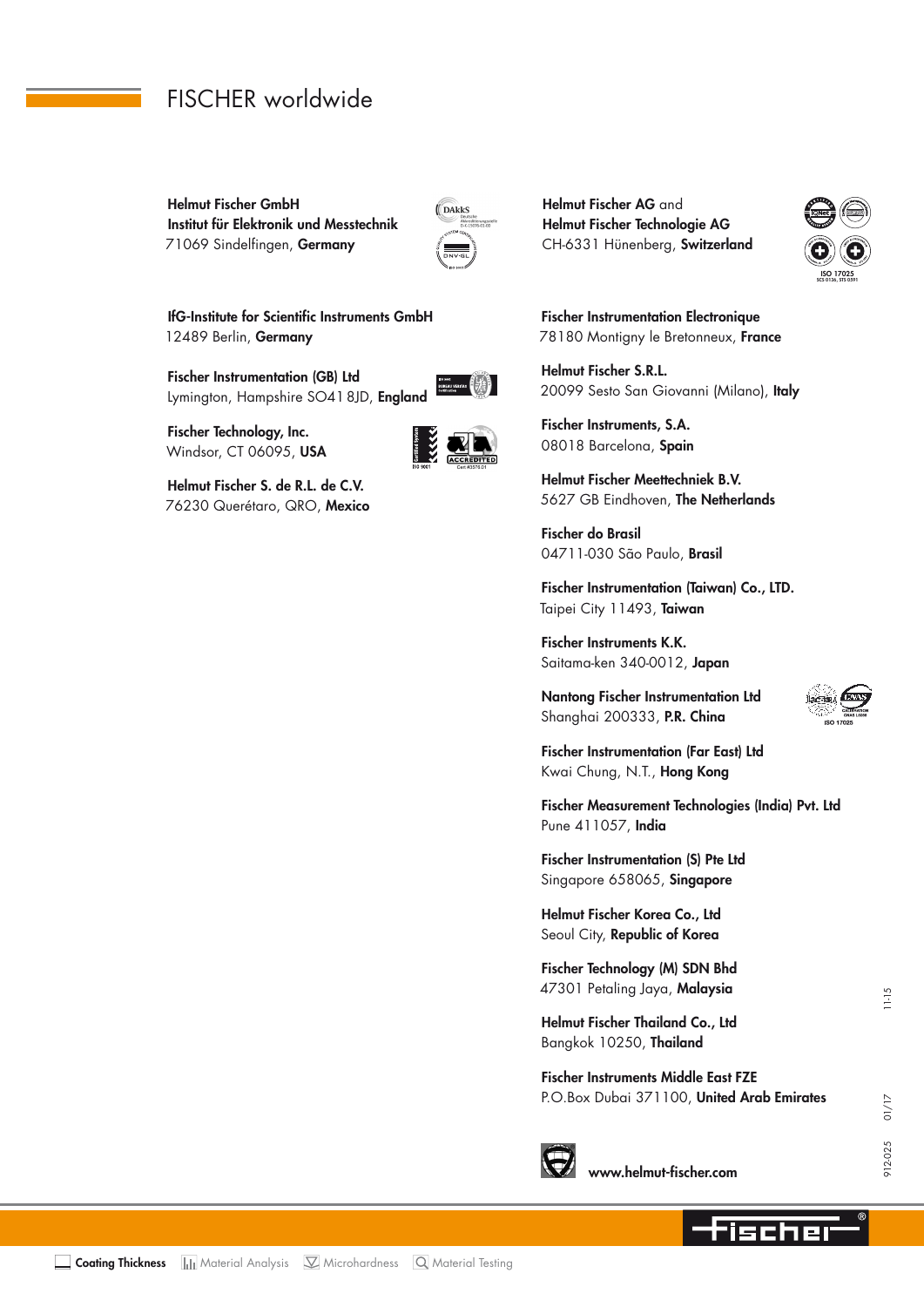# FISCHER worldwide

**Helmut Fischer GmbH**
**Institut für Elektronik und Messtechnik**
71069 Sindelfingen, **Germany**

**IfG-Institute for Scientific Instruments GmbH**
12489 Berlin, **Germany**

**Fischer Instrumentation (GB) Ltd**
Lymington, Hampshire SO41 8JD, **England**

**Fischer Technology, Inc.**
Windsor, CT 06095, **USA**

**Helmut Fischer S. de R.L. de C.V.**
76230 Querétaro, QRO, **Mexico**

**Helmut Fischer AG** and
**Helmut Fischer Technologie AG**
CH-6331 Hünenberg, **Switzerland**

**Fischer Instrumentation Electronique**
78180 Montigny le Bretonneux, **France**

**Helmut Fischer S.R.L.**
20099 Sesto San Giovanni (Milano), **Italy**

**Fischer Instruments, S.A.**
08018 Barcelona, **Spain**

**Helmut Fischer Meettechniek B.V.**
5627 GB Eindhoven, **The Netherlands**

**Fischer do Brasil**
04711-030 São Paulo, **Brasil**

**Fischer Instrumentation (Taiwan) Co., LTD.**
Taipei City 11493, **Taiwan**

**Fischer Instruments K.K.**
Saitama-ken 340-0012, **Japan**

**Nantong Fischer Instrumentation Ltd**
Shanghai 200333, **P.R. China**

**Fischer Instrumentation (Far East) Ltd**
Kwai Chung, N.T., **Hong Kong**

**Fischer Measurement Technologies (India) Pvt. Ltd**
Pune 411057, **India**

**Fischer Instrumentation (S) Pte Ltd**
Singapore 658065, **Singapore**

**Helmut Fischer Korea Co., Ltd**
Seoul City, **Republic of Korea**

**Fischer Technology (M) SDN Bhd**
47301 Petaling Jaya, **Malaysia**

**Helmut Fischer Thailand Co., Ltd**
Bangkok 10250, **Thailand**

**Fischer Instruments Middle East FZE**
P.O.Box Dubai 371100, **United Arab Emirates**

**www.helmut-fischer.com**

912-025 01/17 11:15

**Coating Thickness** Material Analysis Microhardness Material Testing